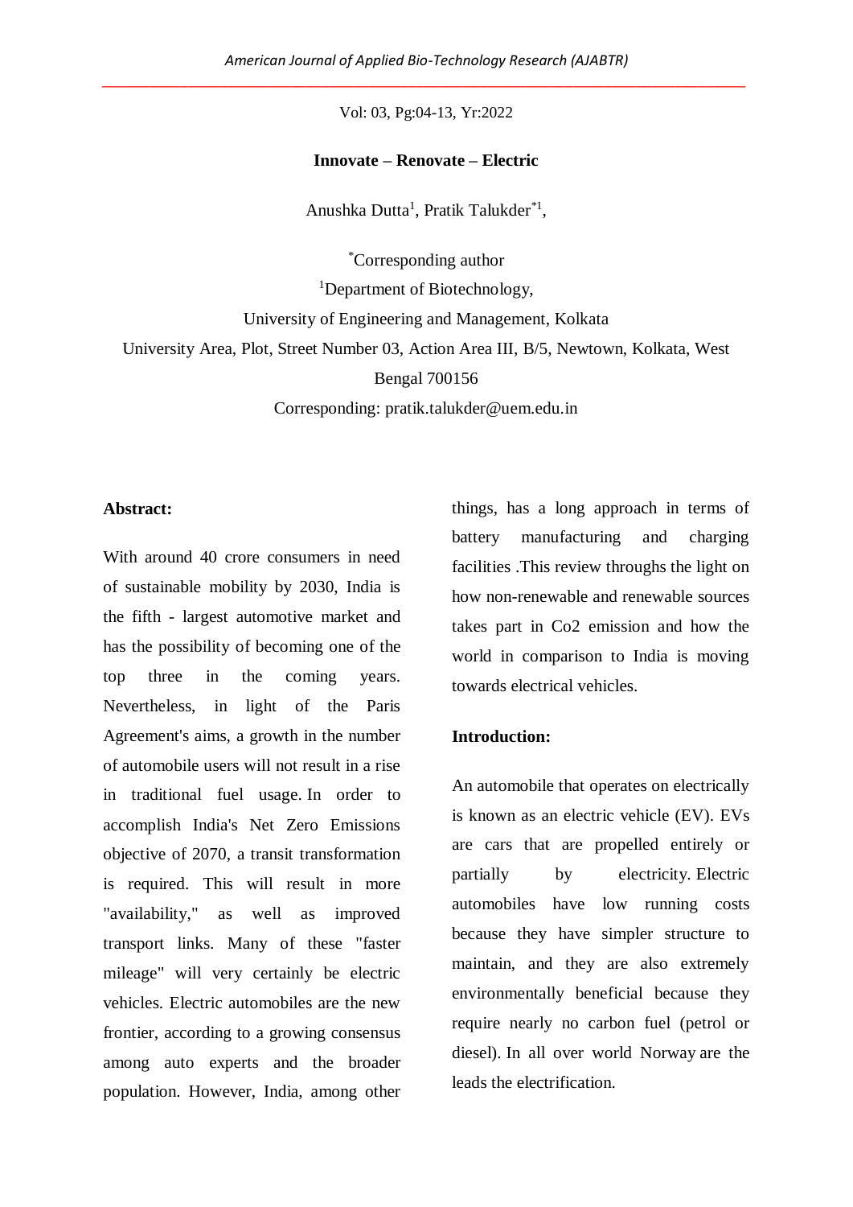# Innovate – Renovate – Electric

Anushka Dutta[1], Pratik Talukder[*1],

[*]Corresponding author

[1]Department of Biotechnology,

University of Engineering and Management, Kolkata

University Area, Plot, Street Number 03, Action Area III, B/5, Newtown, Kolkata, West Bengal 700156

Corresponding: pratik.talukder@uem.edu.in

## Abstract:

With around 40 crore consumers in need of sustainable mobility by 2030, India is the fifth - largest automotive market and has the possibility of becoming one of the top three in the coming years. Nevertheless, in light of the Paris Agreement's aims, a growth in the number of automobile users will not result in a rise in traditional fuel usage. In order to accomplish India's Net Zero Emissions objective of 2070, a transit transformation is required. This will result in more "availability," as well as improved transport links. Many of these "faster mileage" will very certainly be electric vehicles. Electric automobiles are the new frontier, according to a growing consensus among auto experts and the broader population. However, India, among other things, has a long approach in terms of battery manufacturing and charging facilities .This review throughs the light on how non-renewable and renewable sources takes part in Co2 emission and how the world in comparison to India is moving towards electrical vehicles.

## Introduction:

An automobile that operates on electrically is known as an electric vehicle (EV). EVs are cars that are propelled entirely or partially by electricity. Electric automobiles have low running costs because they have simpler structure to maintain, and they are also extremely environmentally beneficial because they require nearly no carbon fuel (petrol or diesel). In all over world Norway are the leads the electrification.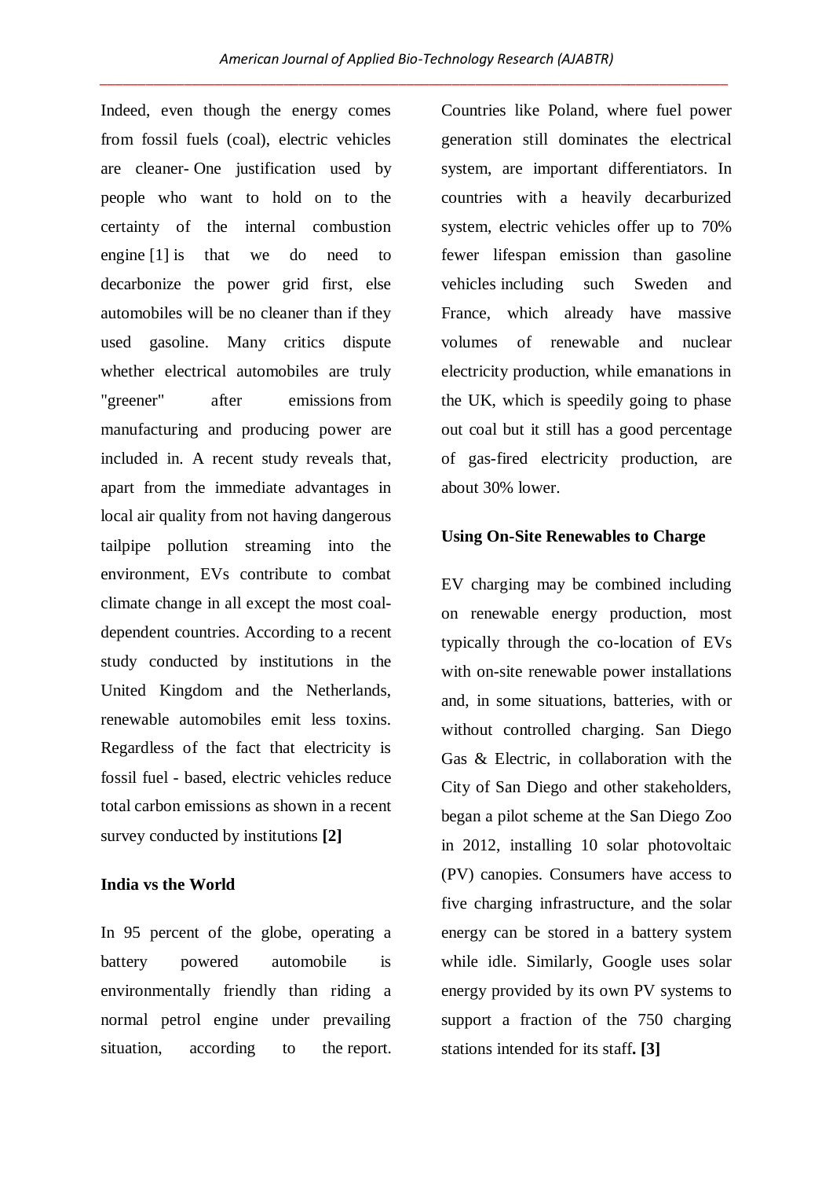Indeed, even though the energy comes from fossil fuels (coal), electric vehicles are cleaner- One justification used by people who want to hold on to the certainty of the internal combustion engine [1] is that we do need to decarbonize the power grid first, else automobiles will be no cleaner than if they used gasoline. Many critics dispute whether electrical automobiles are truly "greener" after emissions from manufacturing and producing power are included in. A recent study reveals that, apart from the immediate advantages in local air quality from not having dangerous tailpipe pollution streaming into the environment, EVs contribute to combat climate change in all except the most coal-dependent countries. According to a recent study conducted by institutions in the United Kingdom and the Netherlands, renewable automobiles emit less toxins. Regardless of the fact that electricity is fossil fuel - based, electric vehicles reduce total carbon emissions as shown in a recent survey conducted by institutions **[2]**

**India vs the World**

In 95 percent of the globe, operating a battery powered automobile is environmentally friendly than riding a normal petrol engine under prevailing situation, according to the report. Countries like Poland, where fuel power generation still dominates the electrical system, are important differentiators. In countries with a heavily decarburized system, electric vehicles offer up to 70% fewer lifespan emission than gasoline vehicles including such Sweden and France, which already have massive volumes of renewable and nuclear electricity production, while emanations in the UK, which is speedily going to phase out coal but it still has a good percentage of gas-fired electricity production, are about 30% lower.

**Using On-Site Renewables to Charge**

EV charging may be combined including on renewable energy production, most typically through the co-location of EVs with on-site renewable power installations and, in some situations, batteries, with or without controlled charging. San Diego Gas & Electric, in collaboration with the City of San Diego and other stakeholders, began a pilot scheme at the San Diego Zoo in 2012, installing 10 solar photovoltaic (PV) canopies. Consumers have access to five charging infrastructure, and the solar energy can be stored in a battery system while idle. Similarly, Google uses solar energy provided by its own PV systems to support a fraction of the 750 charging stations intended for its staff**. [3]**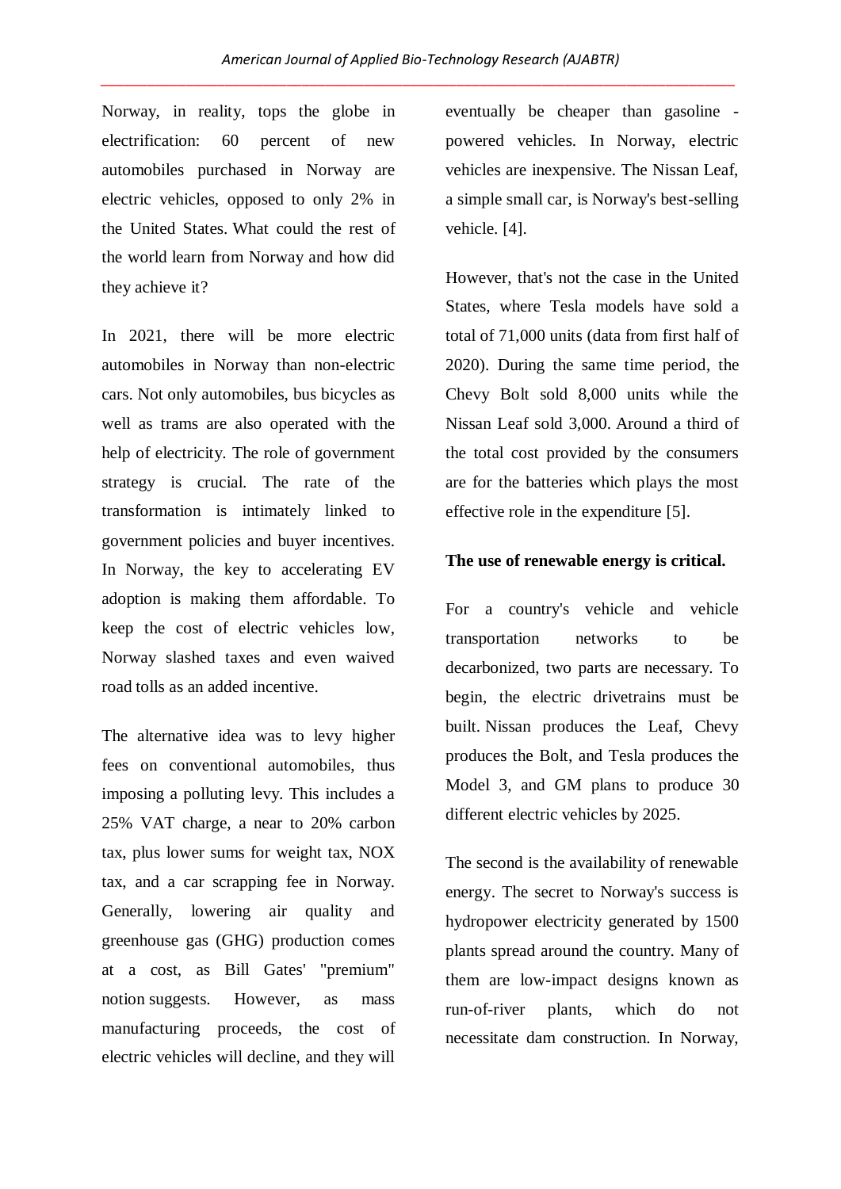Norway, in reality, tops the globe in electrification: 60 percent of new automobiles purchased in Norway are electric vehicles, opposed to only 2% in the United States. What could the rest of the world learn from Norway and how did they achieve it?

In 2021, there will be more electric automobiles in Norway than non-electric cars. Not only automobiles, bus bicycles as well as trams are also operated with the help of electricity. The role of government strategy is crucial. The rate of the transformation is intimately linked to government policies and buyer incentives. In Norway, the key to accelerating EV adoption is making them affordable. To keep the cost of electric vehicles low, Norway slashed taxes and even waived road tolls as an added incentive.

The alternative idea was to levy higher fees on conventional automobiles, thus imposing a polluting levy. This includes a 25% VAT charge, a near to 20% carbon tax, plus lower sums for weight tax, NOX tax, and a car scrapping fee in Norway. Generally, lowering air quality and greenhouse gas (GHG) production comes at a cost, as Bill Gates' "premium" notion suggests. However, as mass manufacturing proceeds, the cost of electric vehicles will decline, and they will eventually be cheaper than gasoline - powered vehicles. In Norway, electric vehicles are inexpensive. The Nissan Leaf, a simple small car, is Norway's best-selling vehicle. [4].

However, that's not the case in the United States, where Tesla models have sold a total of 71,000 units (data from first half of 2020). During the same time period, the Chevy Bolt sold 8,000 units while the Nissan Leaf sold 3,000. Around a third of the total cost provided by the consumers are for the batteries which plays the most effective role in the expenditure [5].

**The use of renewable energy is critical.**

For a country's vehicle and vehicle transportation networks to be decarbonized, two parts are necessary. To begin, the electric drivetrains must be built. Nissan produces the Leaf, Chevy produces the Bolt, and Tesla produces the Model 3, and GM plans to produce 30 different electric vehicles by 2025.

The second is the availability of renewable energy. The secret to Norway's success is hydropower electricity generated by 1500 plants spread around the country. Many of them are low-impact designs known as run-of-river plants, which do not necessitate dam construction. In Norway,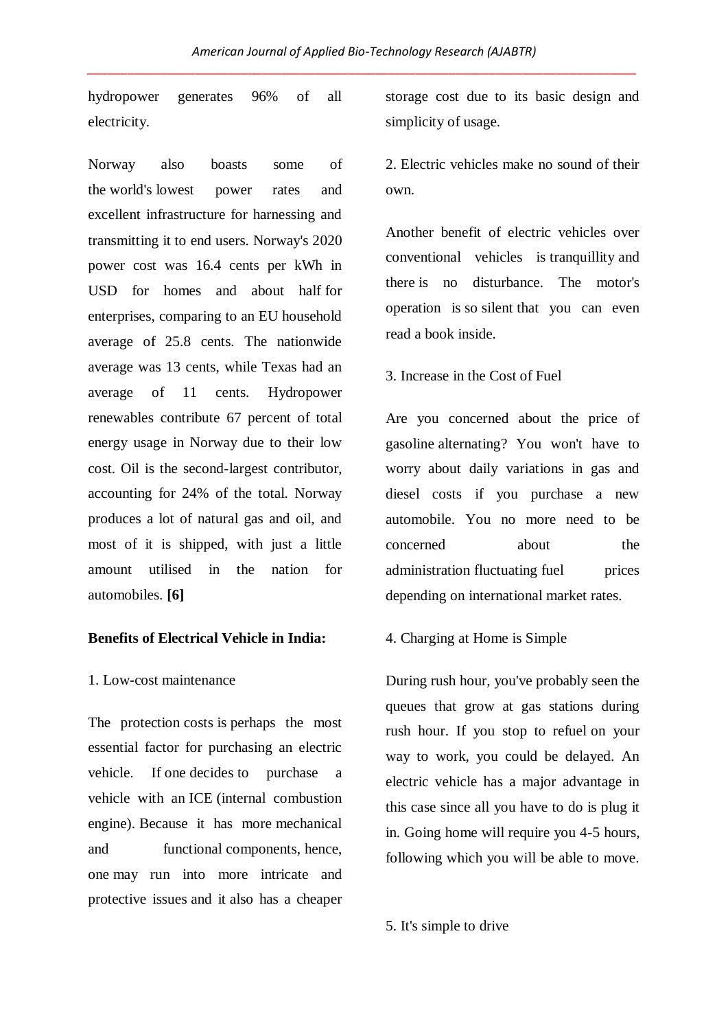hydropower generates 96% of all electricity.

Norway also boasts some of the world's lowest power rates and excellent infrastructure for harnessing and transmitting it to end users. Norway's 2020 power cost was 16.4 cents per kWh in USD for homes and about half for enterprises, comparing to an EU household average of 25.8 cents. The nationwide average was 13 cents, while Texas had an average of 11 cents. Hydropower renewables contribute 67 percent of total energy usage in Norway due to their low cost. Oil is the second-largest contributor, accounting for 24% of the total. Norway produces a lot of natural gas and oil, and most of it is shipped, with just a little amount utilised in the nation for automobiles. **[6]**

**Benefits of Electrical Vehicle in India:**

1. Low-cost maintenance

The protection costs is perhaps the most essential factor for purchasing an electric vehicle. If one decides to purchase a vehicle with an ICE (internal combustion engine). Because it has more mechanical and functional components, hence, one may run into more intricate and protective issues and it also has a cheaper storage cost due to its basic design and simplicity of usage.

2. Electric vehicles make no sound of their own.

Another benefit of electric vehicles over conventional vehicles is tranquillity and there is no disturbance. The motor's operation is so silent that you can even read a book inside.

3. Increase in the Cost of Fuel

Are you concerned about the price of gasoline alternating? You won't have to worry about daily variations in gas and diesel costs if you purchase a new automobile. You no more need to be concerned about the administration fluctuating fuel prices depending on international market rates.

4. Charging at Home is Simple

During rush hour, you've probably seen the queues that grow at gas stations during rush hour. If you stop to refuel on your way to work, you could be delayed. An electric vehicle has a major advantage in this case since all you have to do is plug it in. Going home will require you 4-5 hours, following which you will be able to move.

5. It's simple to drive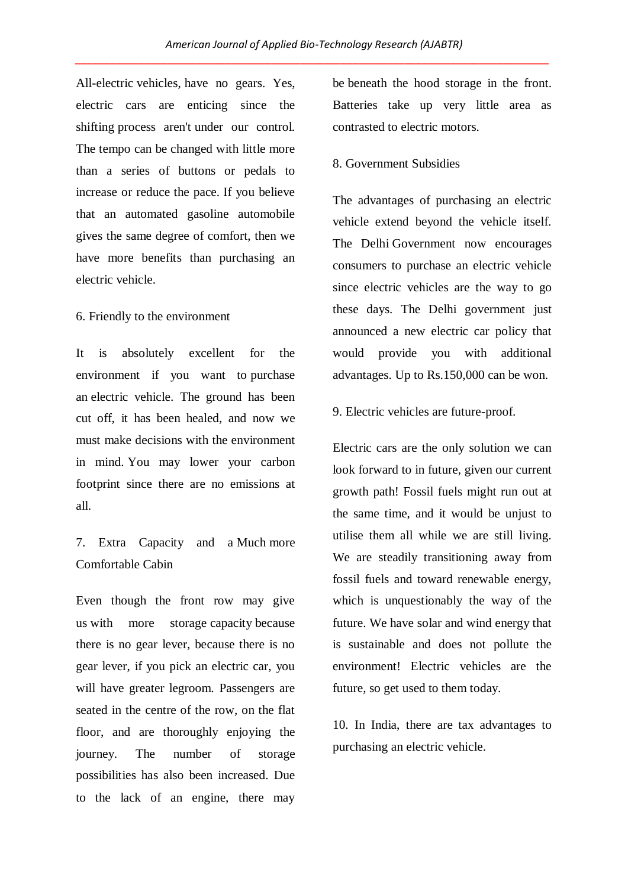All-electric vehicles, have no gears. Yes, electric cars are enticing since the shifting process aren't under our control. The tempo can be changed with little more than a series of buttons or pedals to increase or reduce the pace. If you believe that an automated gasoline automobile gives the same degree of comfort, then we have more benefits than purchasing an electric vehicle.

6. Friendly to the environment

It is absolutely excellent for the environment if you want to purchase an electric vehicle. The ground has been cut off, it has been healed, and now we must make decisions with the environment in mind. You may lower your carbon footprint since there are no emissions at all.

7. Extra Capacity and a Much more Comfortable Cabin

Even though the front row may give us with more storage capacity because there is no gear lever, because there is no gear lever, if you pick an electric car, you will have greater legroom. Passengers are seated in the centre of the row, on the flat floor, and are thoroughly enjoying the journey. The number of storage possibilities has also been increased. Due to the lack of an engine, there may be beneath the hood storage in the front. Batteries take up very little area as contrasted to electric motors.

8. Government Subsidies

The advantages of purchasing an electric vehicle extend beyond the vehicle itself. The Delhi Government now encourages consumers to purchase an electric vehicle since electric vehicles are the way to go these days. The Delhi government just announced a new electric car policy that would provide you with additional advantages. Up to Rs.150,000 can be won.

9. Electric vehicles are future-proof.

Electric cars are the only solution we can look forward to in future, given our current growth path! Fossil fuels might run out at the same time, and it would be unjust to utilise them all while we are still living. We are steadily transitioning away from fossil fuels and toward renewable energy, which is unquestionably the way of the future. We have solar and wind energy that is sustainable and does not pollute the environment! Electric vehicles are the future, so get used to them today.

10. In India, there are tax advantages to purchasing an electric vehicle.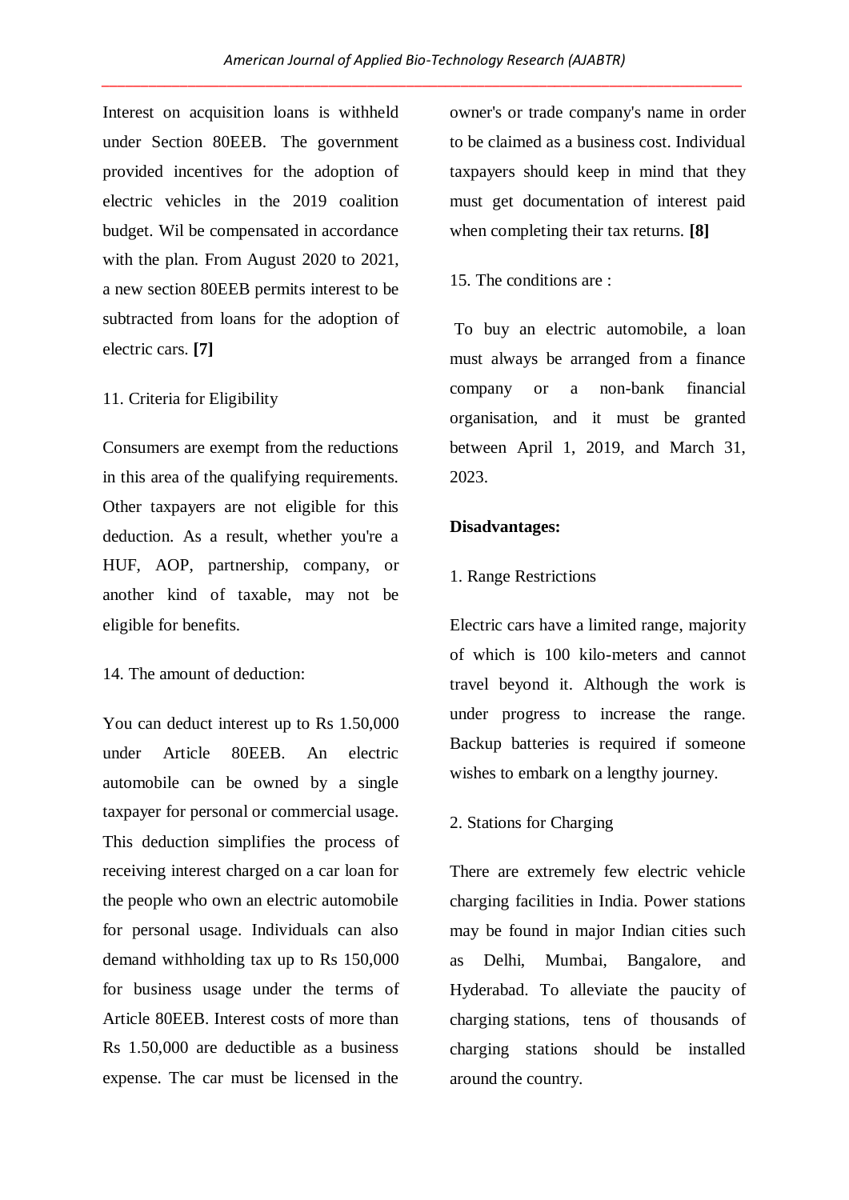Interest on acquisition loans is withheld under Section 80EEB. The government provided incentives for the adoption of electric vehicles in the 2019 coalition budget. Wil be compensated in accordance with the plan. From August 2020 to 2021, a new section 80EEB permits interest to be subtracted from loans for the adoption of electric cars. **[7]**

11. Criteria for Eligibility

Consumers are exempt from the reductions in this area of the qualifying requirements. Other taxpayers are not eligible for this deduction. As a result, whether you're a HUF, AOP, partnership, company, or another kind of taxable, may not be eligible for benefits.

14. The amount of deduction:

You can deduct interest up to Rs 1.50,000 under Article 80EEB. An electric automobile can be owned by a single taxpayer for personal or commercial usage. This deduction simplifies the process of receiving interest charged on a car loan for the people who own an electric automobile for personal usage. Individuals can also demand withholding tax up to Rs 150,000 for business usage under the terms of Article 80EEB. Interest costs of more than Rs 1.50,000 are deductible as a business expense. The car must be licensed in the owner's or trade company's name in order to be claimed as a business cost. Individual taxpayers should keep in mind that they must get documentation of interest paid when completing their tax returns. **[8]**

15. The conditions are :

To buy an electric automobile, a loan must always be arranged from a finance company or a non-bank financial organisation, and it must be granted between April 1, 2019, and March 31, 2023.

**Disadvantages:**

1. Range Restrictions

Electric cars have a limited range, majority of which is 100 kilo-meters and cannot travel beyond it. Although the work is under progress to increase the range. Backup batteries is required if someone wishes to embark on a lengthy journey.

2. Stations for Charging

There are extremely few electric vehicle charging facilities in India. Power stations may be found in major Indian cities such as Delhi, Mumbai, Bangalore, and Hyderabad. To alleviate the paucity of charging stations, tens of thousands of charging stations should be installed around the country.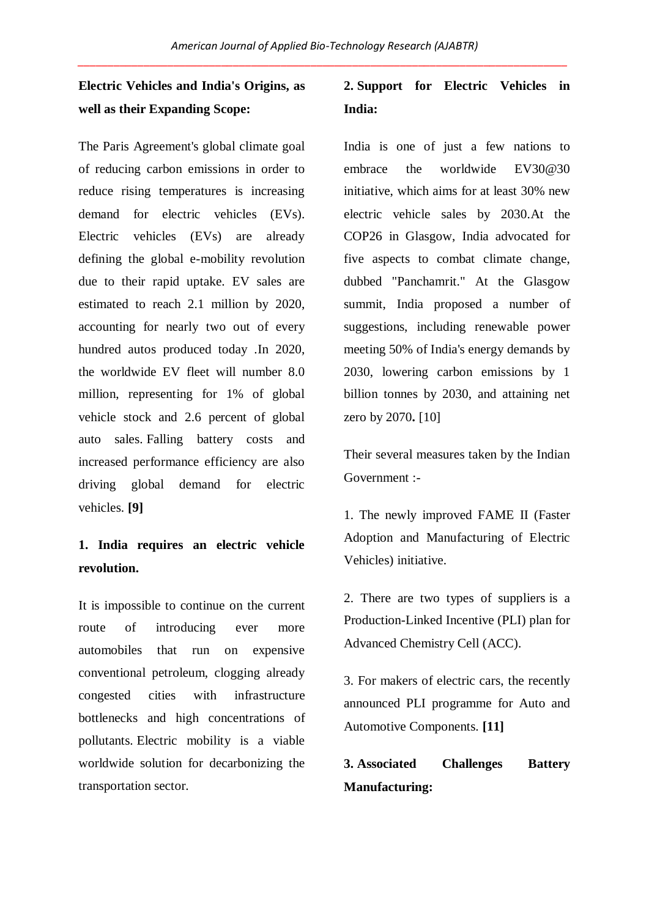**Electric Vehicles and India's Origins, as well as their Expanding Scope:**

The Paris Agreement's global climate goal of reducing carbon emissions in order to reduce rising temperatures is increasing demand for electric vehicles (EVs). Electric vehicles (EVs) are already defining the global e-mobility revolution due to their rapid uptake. EV sales are estimated to reach 2.1 million by 2020, accounting for nearly two out of every hundred autos produced today .In 2020, the worldwide EV fleet will number 8.0 million, representing for 1% of global vehicle stock and 2.6 percent of global auto sales. Falling battery costs and increased performance efficiency are also driving global demand for electric vehicles. **[9]**

**1. India requires an electric vehicle revolution.**

It is impossible to continue on the current route of introducing ever more automobiles that run on expensive conventional petroleum, clogging already congested cities with infrastructure bottlenecks and high concentrations of pollutants. Electric mobility is a viable worldwide solution for decarbonizing the transportation sector.

**2. Support for Electric Vehicles in India:**

India is one of just a few nations to embrace the worldwide EV30@30 initiative, which aims for at least 30% new electric vehicle sales by 2030.At the COP26 in Glasgow, India advocated for five aspects to combat climate change, dubbed "Panchamrit." At the Glasgow summit, India proposed a number of suggestions, including renewable power meeting 50% of India's energy demands by 2030, lowering carbon emissions by 1 billion tonnes by 2030, and attaining net zero by 2070**.** [10]

Their several measures taken by the Indian Government :-

1. The newly improved FAME II (Faster Adoption and Manufacturing of Electric Vehicles) initiative.

2. There are two types of suppliers is a Production-Linked Incentive (PLI) plan for Advanced Chemistry Cell (ACC).

3. For makers of electric cars, the recently announced PLI programme for Auto and Automotive Components. **[11]**

**3. Associated Challenges Battery Manufacturing:**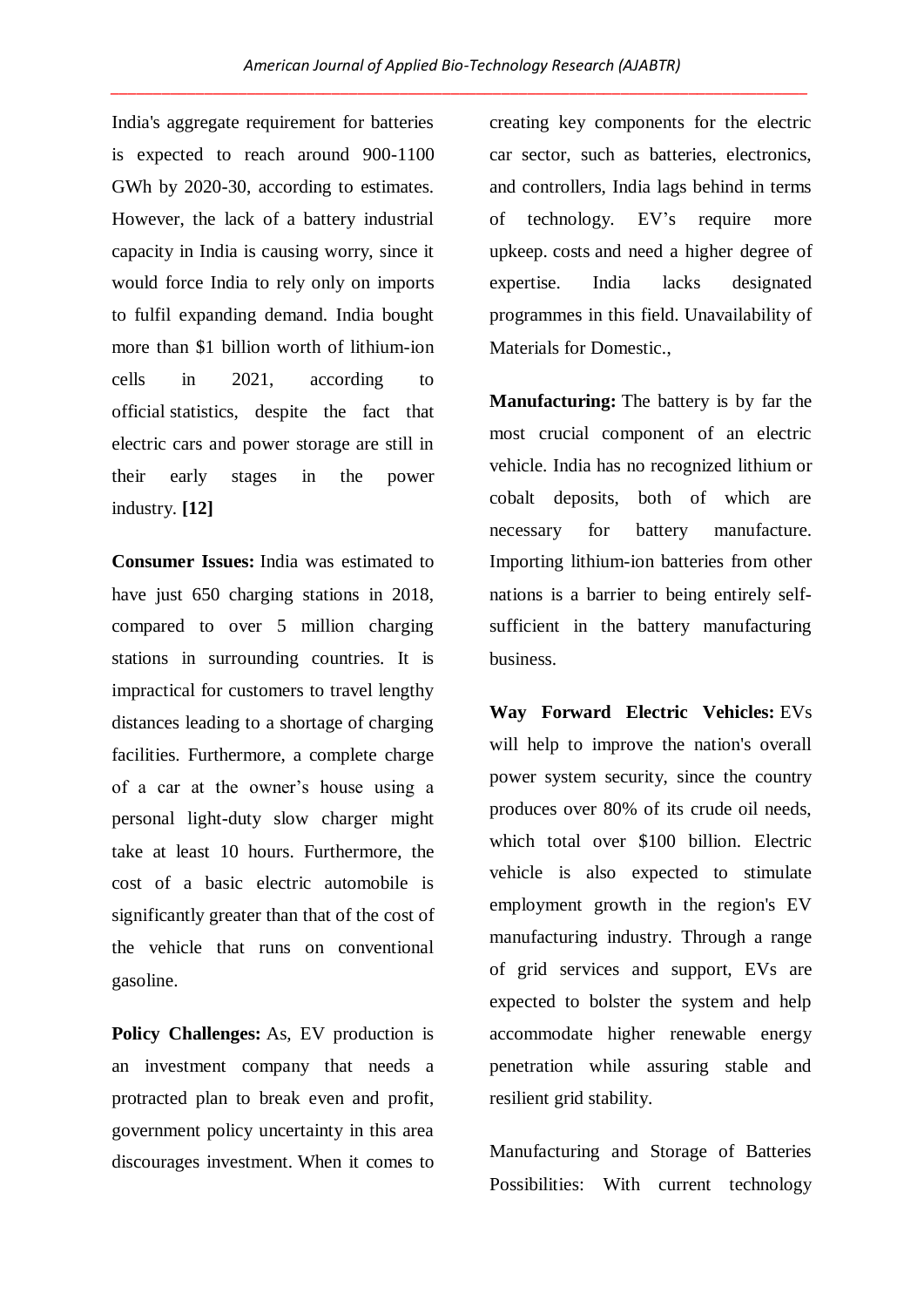India's aggregate requirement for batteries is expected to reach around 900-1100 GWh by 2020-30, according to estimates. However, the lack of a battery industrial capacity in India is causing worry, since it would force India to rely only on imports to fulfil expanding demand. India bought more than $1 billion worth of lithium-ion cells in 2021, according to official statistics, despite the fact that electric cars and power storage are still in their early stages in the power industry. **[12]**

**Consumer Issues:** India was estimated to have just 650 charging stations in 2018, compared to over 5 million charging stations in surrounding countries. It is impractical for customers to travel lengthy distances leading to a shortage of charging facilities. Furthermore, a complete charge of a car at the owner's house using a personal light-duty slow charger might take at least 10 hours. Furthermore, the cost of a basic electric automobile is significantly greater than that of the cost of the vehicle that runs on conventional gasoline.

**Policy Challenges:** As, EV production is an investment company that needs a protracted plan to break even and profit, government policy uncertainty in this area discourages investment. When it comes to creating key components for the electric car sector, such as batteries, electronics, and controllers, India lags behind in terms of technology. EV's require more upkeep. costs and need a higher degree of expertise. India lacks designated programmes in this field. Unavailability of Materials for Domestic.,

**Manufacturing:** The battery is by far the most crucial component of an electric vehicle. India has no recognized lithium or cobalt deposits, both of which are necessary for battery manufacture. Importing lithium-ion batteries from other nations is a barrier to being entirely self-sufficient in the battery manufacturing business.

**Way Forward Electric Vehicles:** EVs will help to improve the nation's overall power system security, since the country produces over 80% of its crude oil needs, which total over $100 billion. Electric vehicle is also expected to stimulate employment growth in the region's EV manufacturing industry. Through a range of grid services and support, EVs are expected to bolster the system and help accommodate higher renewable energy penetration while assuring stable and resilient grid stability.

Manufacturing and Storage of Batteries Possibilities: With current technology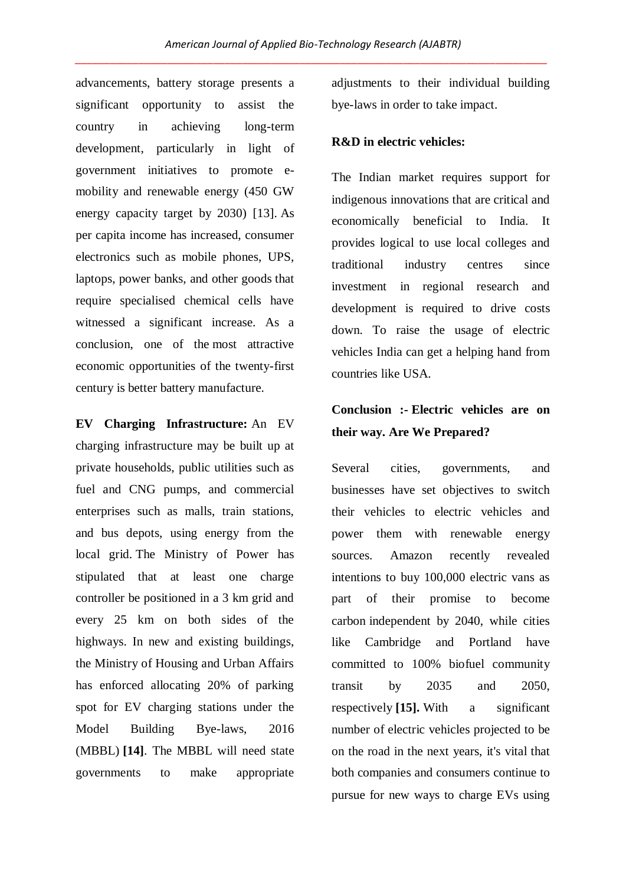advancements, battery storage presents a significant opportunity to assist the country in achieving long-term development, particularly in light of government initiatives to promote e-mobility and renewable energy (450 GW energy capacity target by 2030) [13]. As per capita income has increased, consumer electronics such as mobile phones, UPS, laptops, power banks, and other goods that require specialised chemical cells have witnessed a significant increase. As a conclusion, one of the most attractive economic opportunities of the twenty-first century is better battery manufacture.

**EV Charging Infrastructure:** An EV charging infrastructure may be built up at private households, public utilities such as fuel and CNG pumps, and commercial enterprises such as malls, train stations, and bus depots, using energy from the local grid. The Ministry of Power has stipulated that at least one charge controller be positioned in a 3 km grid and every 25 km on both sides of the highways. In new and existing buildings, the Ministry of Housing and Urban Affairs has enforced allocating 20% of parking spot for EV charging stations under the Model Building Bye-laws, 2016 (MBBL) **[14]**. The MBBL will need state governments to make appropriate adjustments to their individual building bye-laws in order to take impact.

**R&D in electric vehicles:**

The Indian market requires support for indigenous innovations that are critical and economically beneficial to India. It provides logical to use local colleges and traditional industry centres since investment in regional research and development is required to drive costs down. To raise the usage of electric vehicles India can get a helping hand from countries like USA.

**Conclusion :- Electric vehicles are on their way. Are We Prepared?**

Several cities, governments, and businesses have set objectives to switch their vehicles to electric vehicles and power them with renewable energy sources. Amazon recently revealed intentions to buy 100,000 electric vans as part of their promise to become carbon independent by 2040, while cities like Cambridge and Portland have committed to 100% biofuel community transit by 2035 and 2050, respectively **[15].** With a significant number of electric vehicles projected to be on the road in the next years, it's vital that both companies and consumers continue to pursue for new ways to charge EVs using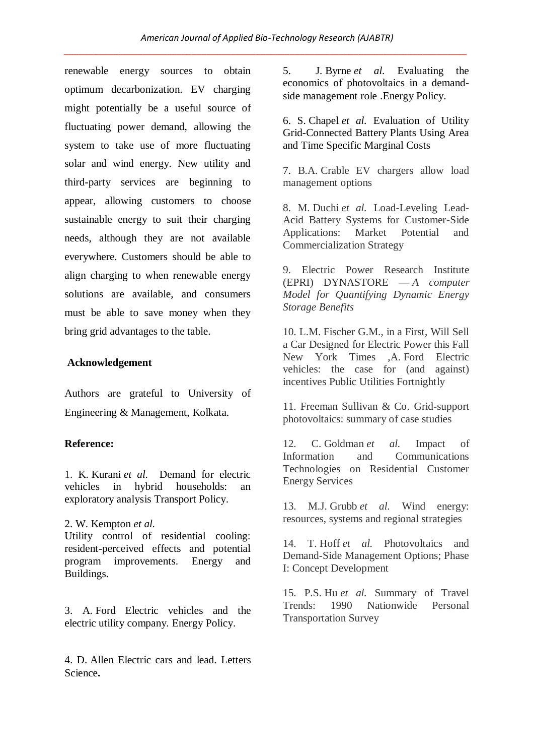renewable energy sources to obtain optimum decarbonization. EV charging might potentially be a useful source of fluctuating power demand, allowing the system to take use of more fluctuating solar and wind energy. New utility and third-party services are beginning to appear, allowing customers to choose sustainable energy to suit their charging needs, although they are not available everywhere. Customers should be able to align charging to when renewable energy solutions are available, and consumers must be able to save money when they bring grid advantages to the table.

## Acknowledgement

Authors are grateful to University of Engineering & Management, Kolkata.

## Reference:

1. K. Kurani *et al.* Demand for electric vehicles in hybrid households: an exploratory analysis Transport Policy.

2. W. Kempton *et al.* Utility control of residential cooling: resident-perceived effects and potential program improvements. Energy and Buildings.

3. A. Ford Electric vehicles and the electric utility company. Energy Policy.

4. D. Allen Electric cars and lead. Letters Science.

5. J. Byrne *et al.* Evaluating the economics of photovoltaics in a demand-side management role .Energy Policy.

6. S. Chapel *et al.* Evaluation of Utility Grid-Connected Battery Plants Using Area and Time Specific Marginal Costs

7. B.A. Crable EV chargers allow load management options

8. M. Duchi *et al.* Load-Leveling Lead-Acid Battery Systems for Customer-Side Applications: Market Potential and Commercialization Strategy

9. Electric Power Research Institute (EPRI) DYNASTORE *— A computer Model for Quantifying Dynamic Energy Storage Benefits*

10. L.M. Fischer G.M., in a First, Will Sell a Car Designed for Electric Power this Fall New York Times ,A. Ford Electric vehicles: the case for (and against) incentives Public Utilities Fortnightly

11. Freeman Sullivan & Co. Grid-support photovoltaics: summary of case studies

12. C. Goldman *et al.* Impact of Information and Communications Technologies on Residential Customer Energy Services

13. M.J. Grubb *et al.* Wind energy: resources, systems and regional strategies

14. T. Hoff *et al.* Photovoltaics and Demand-Side Management Options; Phase I: Concept Development

15. P.S. Hu *et al.* Summary of Travel Trends: 1990 Nationwide Personal Transportation Survey